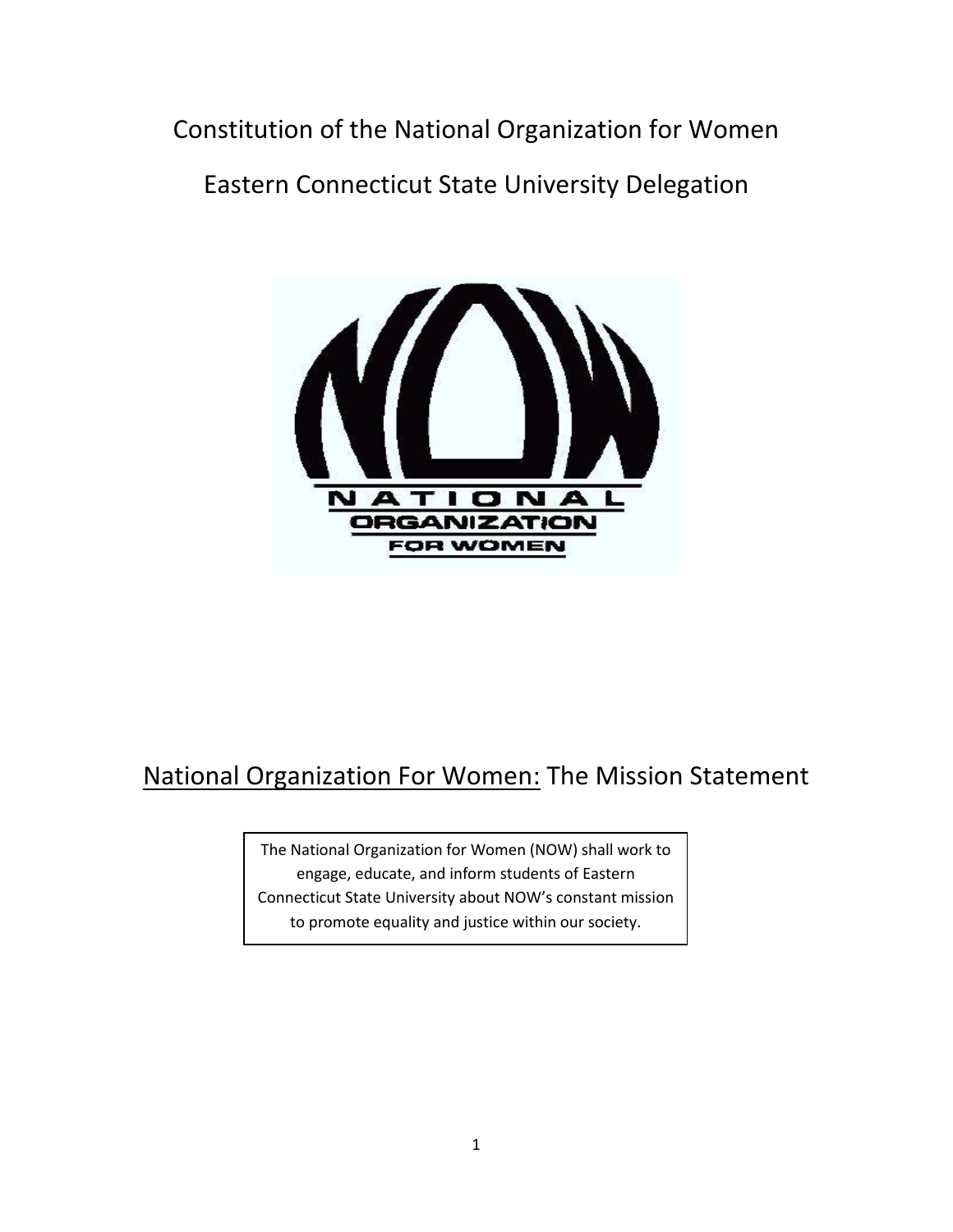# Constitution of the National Organization for Women

# Eastern Connecticut State University Delegation

## National Organization For Women: The Mission Statement

The National Organization for Women (NOW) shall work to engage, educate, and inform students of Eastern Connecticut State University about NOW's constant mission to promote equality and justice within our society.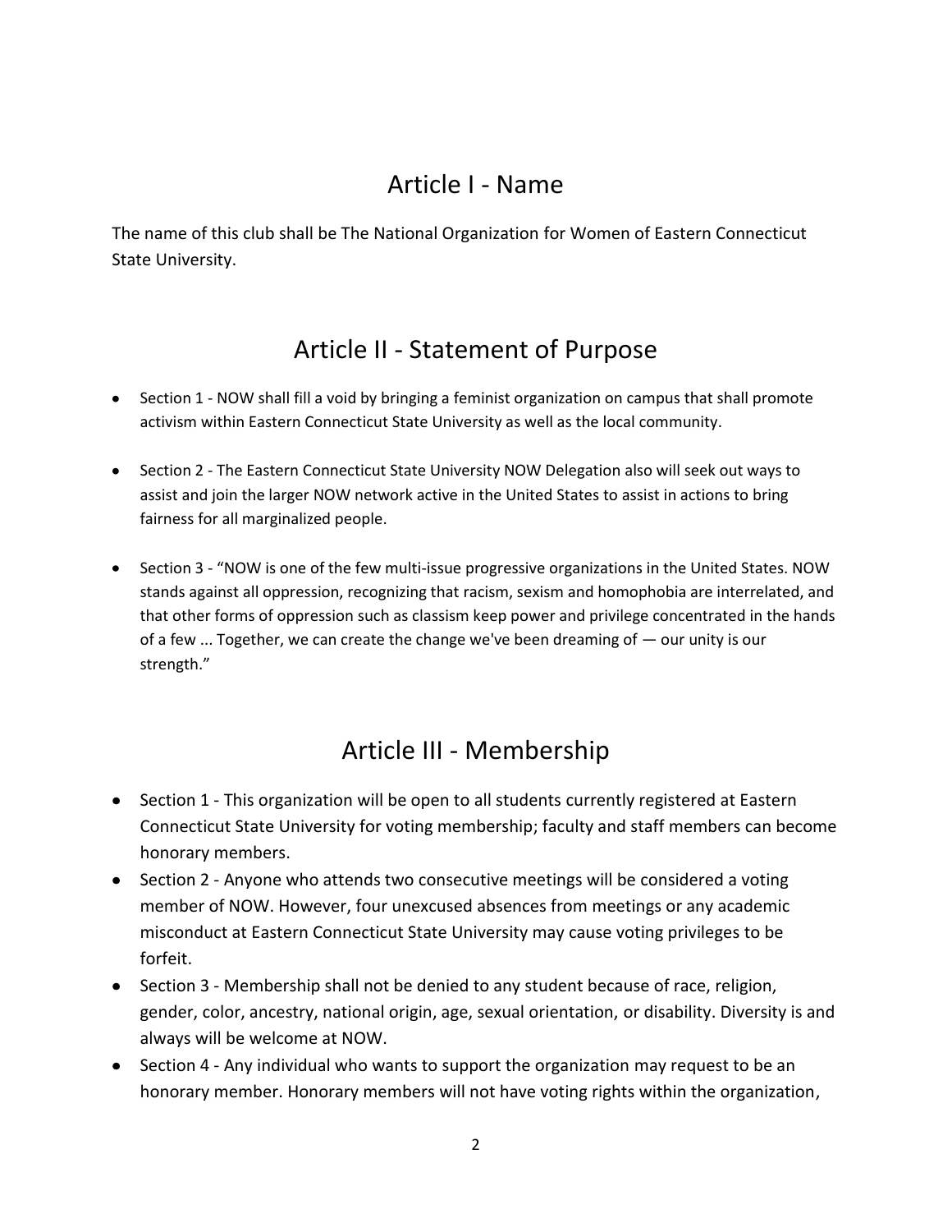## Article I - Name

The name of this club shall be The National Organization for Women of Eastern Connecticut State University.

## Article II - Statement of Purpose

- Section 1 - NOW shall fill a void by bringing a feminist organization on campus that shall promote activism within Eastern Connecticut State University as well as the local community.

- Section 2 - The Eastern Connecticut State University NOW Delegation also will seek out ways to assist and join the larger NOW network active in the United States to assist in actions to bring fairness for all marginalized people.

- Section 3 - "NOW is one of the few multi-issue progressive organizations in the United States. NOW stands against all oppression, recognizing that racism, sexism and homophobia are interrelated, and that other forms of oppression such as classism keep power and privilege concentrated in the hands of a few ... Together, we can create the change we've been dreaming of — our unity is our strength."

## Article III - Membership

- Section 1 - This organization will be open to all students currently registered at Eastern Connecticut State University for voting membership; faculty and staff members can become honorary members.
- Section 2 - Anyone who attends two consecutive meetings will be considered a voting member of NOW. However, four unexcused absences from meetings or any academic misconduct at Eastern Connecticut State University may cause voting privileges to be forfeit.
- Section 3 - Membership shall not be denied to any student because of race, religion, gender, color, ancestry, national origin, age, sexual orientation, or disability. Diversity is and always will be welcome at NOW.
- Section 4 - Any individual who wants to support the organization may request to be an honorary member. Honorary members will not have voting rights within the organization,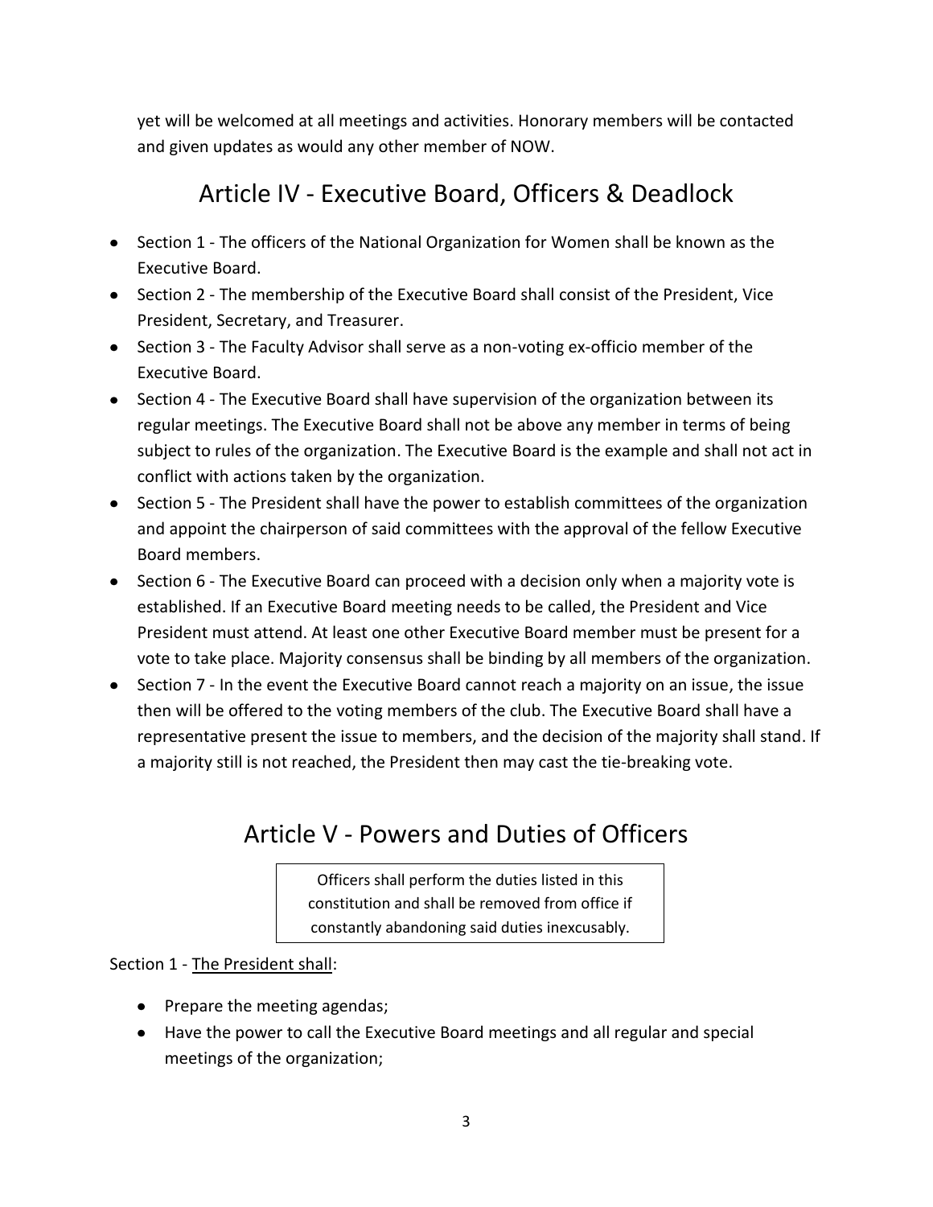yet will be welcomed at all meetings and activities. Honorary members will be contacted and given updates as would any other member of NOW.

## Article IV - Executive Board, Officers & Deadlock

- Section 1 - The officers of the National Organization for Women shall be known as the Executive Board.
- Section 2 - The membership of the Executive Board shall consist of the President, Vice President, Secretary, and Treasurer.
- Section 3 - The Faculty Advisor shall serve as a non-voting ex-officio member of the Executive Board.
- Section 4 - The Executive Board shall have supervision of the organization between its regular meetings. The Executive Board shall not be above any member in terms of being subject to rules of the organization. The Executive Board is the example and shall not act in conflict with actions taken by the organization.
- Section 5 - The President shall have the power to establish committees of the organization and appoint the chairperson of said committees with the approval of the fellow Executive Board members.
- Section 6 - The Executive Board can proceed with a decision only when a majority vote is established. If an Executive Board meeting needs to be called, the President and Vice President must attend. At least one other Executive Board member must be present for a vote to take place. Majority consensus shall be binding by all members of the organization.
- Section 7 - In the event the Executive Board cannot reach a majority on an issue, the issue then will be offered to the voting members of the club. The Executive Board shall have a representative present the issue to members, and the decision of the majority shall stand. If a majority still is not reached, the President then may cast the tie-breaking vote.

## Article V - Powers and Duties of Officers

Officers shall perform the duties listed in this constitution and shall be removed from office if constantly abandoning said duties inexcusably.

Section 1 - The President shall:

- Prepare the meeting agendas;
- Have the power to call the Executive Board meetings and all regular and special meetings of the organization;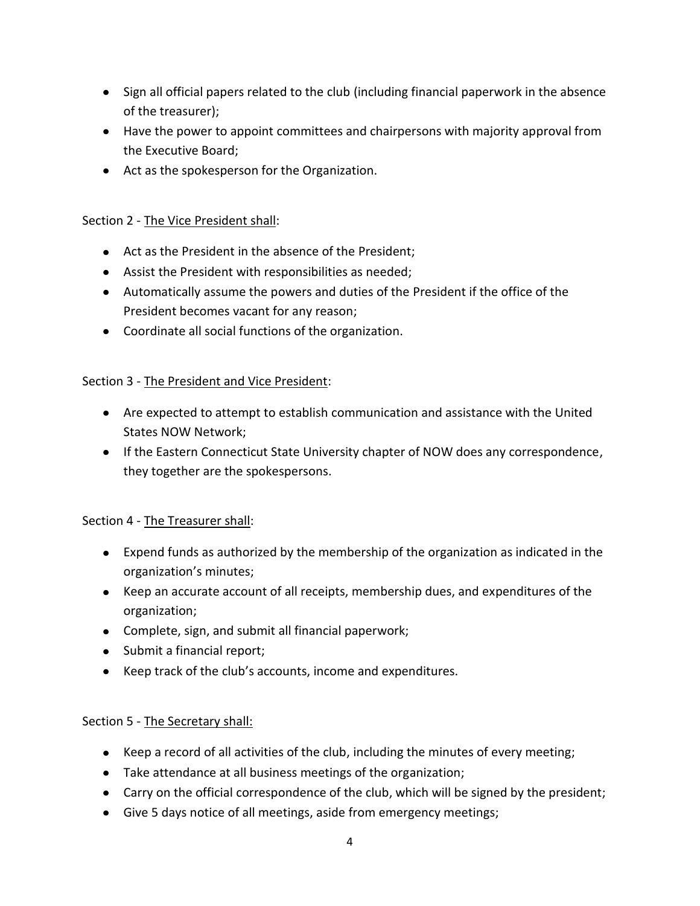- Sign all official papers related to the club (including financial paperwork in the absence of the treasurer);
- Have the power to appoint committees and chairpersons with majority approval from the Executive Board;
- Act as the spokesperson for the Organization.

Section 2 - <u>The Vice President shall</u>:

- Act as the President in the absence of the President;
- Assist the President with responsibilities as needed;
- Automatically assume the powers and duties of the President if the office of the President becomes vacant for any reason;
- Coordinate all social functions of the organization.

Section 3 - <u>The President and Vice President</u>:

- Are expected to attempt to establish communication and assistance with the United States NOW Network;
- If the Eastern Connecticut State University chapter of NOW does any correspondence, they together are the spokespersons.

Section 4 - <u>The Treasurer shall</u>:

- Expend funds as authorized by the membership of the organization as indicated in the organization's minutes;
- Keep an accurate account of all receipts, membership dues, and expenditures of the organization;
- Complete, sign, and submit all financial paperwork;
- Submit a financial report;
- Keep track of the club's accounts, income and expenditures.

Section 5 - <u>The Secretary shall:</u>

- Keep a record of all activities of the club, including the minutes of every meeting;
- Take attendance at all business meetings of the organization;
- Carry on the official correspondence of the club, which will be signed by the president;
- Give 5 days notice of all meetings, aside from emergency meetings;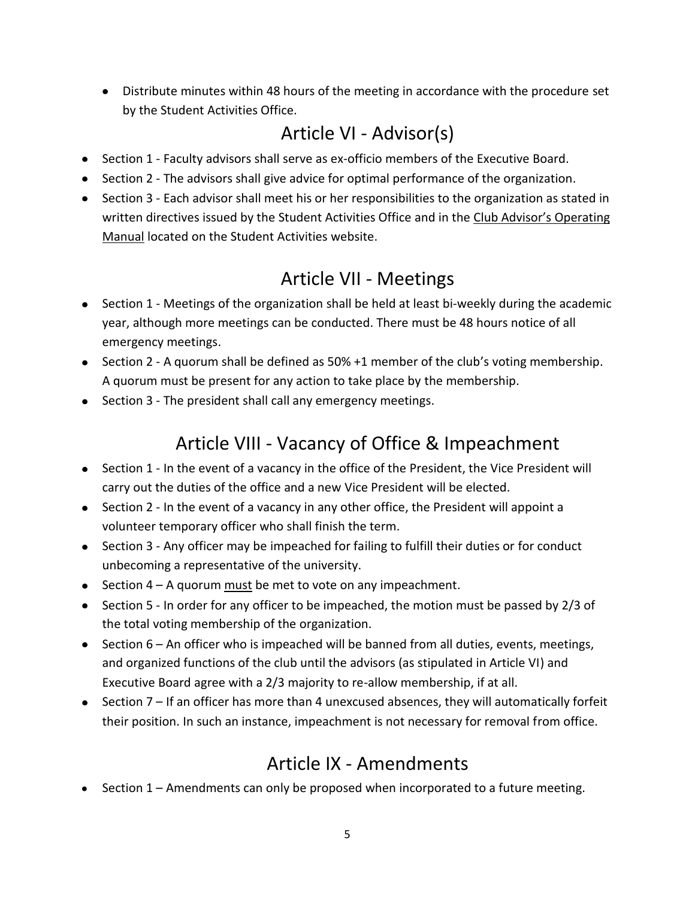- Distribute minutes within 48 hours of the meeting in accordance with the procedure set by the Student Activities Office.

## Article VI - Advisor(s)

- Section 1 - Faculty advisors shall serve as ex-officio members of the Executive Board.
- Section 2 - The advisors shall give advice for optimal performance of the organization.
- Section 3 - Each advisor shall meet his or her responsibilities to the organization as stated in written directives issued by the Student Activities Office and in the <u>Club Advisor's Operating Manual</u> located on the Student Activities website.

## Article VII - Meetings

- Section 1 - Meetings of the organization shall be held at least bi-weekly during the academic year, although more meetings can be conducted. There must be 48 hours notice of all emergency meetings.
- Section 2 - A quorum shall be defined as 50% +1 member of the club's voting membership. A quorum must be present for any action to take place by the membership.
- Section 3 - The president shall call any emergency meetings.

## Article VIII - Vacancy of Office & Impeachment

- Section 1 - In the event of a vacancy in the office of the President, the Vice President will carry out the duties of the office and a new Vice President will be elected.
- Section 2 - In the event of a vacancy in any other office, the President will appoint a volunteer temporary officer who shall finish the term.
- Section 3 - Any officer may be impeached for failing to fulfill their duties or for conduct unbecoming a representative of the university.
- Section 4 – A quorum <u>must</u> be met to vote on any impeachment.
- Section 5 - In order for any officer to be impeached, the motion must be passed by 2/3 of the total voting membership of the organization.
- Section 6 – An officer who is impeached will be banned from all duties, events, meetings, and organized functions of the club until the advisors (as stipulated in Article VI) and Executive Board agree with a 2/3 majority to re-allow membership, if at all.
- Section 7 – If an officer has more than 4 unexcused absences, they will automatically forfeit their position. In such an instance, impeachment is not necessary for removal from office.

## Article IX - Amendments

- Section 1 – Amendments can only be proposed when incorporated to a future meeting.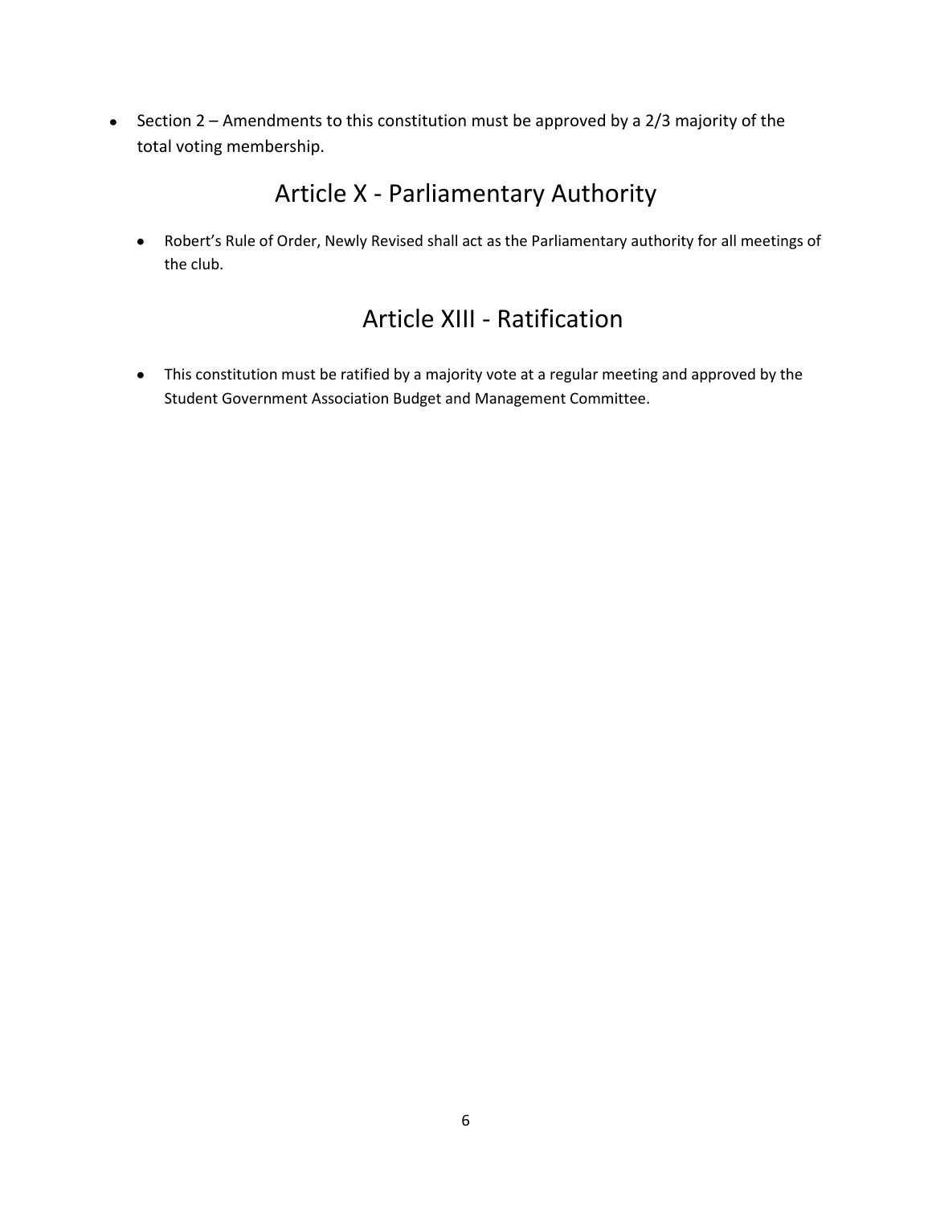- Section 2 – Amendments to this constitution must be approved by a 2/3 majority of the total voting membership.

# Article X - Parliamentary Authority

- Robert's Rule of Order, Newly Revised shall act as the Parliamentary authority for all meetings of the club.

# Article XIII - Ratification

- This constitution must be ratified by a majority vote at a regular meeting and approved by the Student Government Association Budget and Management Committee.